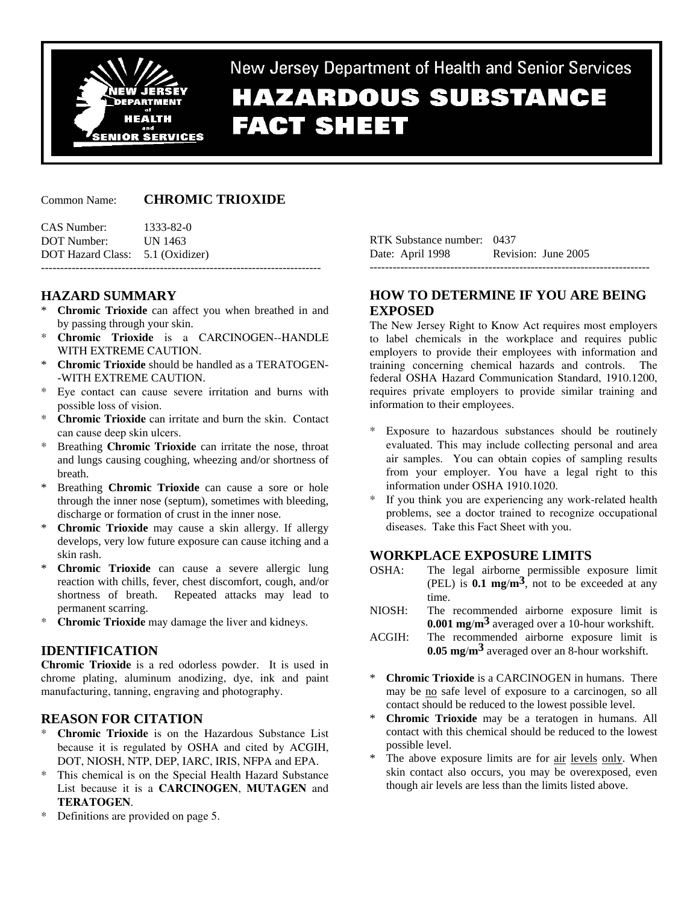New Jersey Department of Health and Senior Services

# HAZARDOUS SUBSTANCE FACT SHEET

Common Name: **CHROMIC TRIOXIDE**

CAS Number: 1333-82-0
DOT Number: UN 1463
DOT Hazard Class: 5.1 (Oxidizer)

RTK Substance number: 0437
Date: April 1998 Revision: June 2005

---

## HAZARD SUMMARY

* **Chromic Trioxide** can affect you when breathed in and by passing through your skin.
* **Chromic Trioxide** is a CARCINOGEN--HANDLE WITH EXTREME CAUTION.
* **Chromic Trioxide** should be handled as a TERATOGEN--WITH EXTREME CAUTION.
* Eye contact can cause severe irritation and burns with possible loss of vision.
* **Chromic Trioxide** can irritate and burn the skin. Contact can cause deep skin ulcers.
* Breathing **Chromic Trioxide** can irritate the nose, throat and lungs causing coughing, wheezing and/or shortness of breath.
* Breathing **Chromic Trioxide** can cause a sore or hole through the inner nose (septum), sometimes with bleeding, discharge or formation of crust in the inner nose.
* **Chromic Trioxide** may cause a skin allergy. If allergy develops, very low future exposure can cause itching and a skin rash.
* **Chromic Trioxide** can cause a severe allergic lung reaction with chills, fever, chest discomfort, cough, and/or shortness of breath. Repeated attacks may lead to permanent scarring.
* **Chromic Trioxide** may damage the liver and kidneys.

## IDENTIFICATION

**Chromic Trioxide** is a red odorless powder. It is used in chrome plating, aluminum anodizing, dye, ink and paint manufacturing, tanning, engraving and photography.

## REASON FOR CITATION

* **Chromic Trioxide** is on the Hazardous Substance List because it is regulated by OSHA and cited by ACGIH, DOT, NIOSH, NTP, DEP, IARC, IRIS, NFPA and EPA.
* This chemical is on the Special Health Hazard Substance List because it is a **CARCINOGEN**, **MUTAGEN** and **TERATOGEN**.
* Definitions are provided on page 5.

## HOW TO DETERMINE IF YOU ARE BEING EXPOSED

The New Jersey Right to Know Act requires most employers to label chemicals in the workplace and requires public employers to provide their employees with information and training concerning chemical hazards and controls. The federal OSHA Hazard Communication Standard, 1910.1200, requires private employers to provide similar training and information to their employees.

* Exposure to hazardous substances should be routinely evaluated. This may include collecting personal and area air samples. You can obtain copies of sampling results from your employer. You have a legal right to this information under OSHA 1910.1020.
* If you think you are experiencing any work-related health problems, see a doctor trained to recognize occupational diseases. Take this Fact Sheet with you.

## WORKPLACE EXPOSURE LIMITS

OSHA: The legal airborne permissible exposure limit (PEL) is **0.1 mg/m$^3$**, not to be exceeded at any time.

NIOSH: The recommended airborne exposure limit is **0.001 mg/m$^3$** averaged over a 10-hour workshift.

ACGIH: The recommended airborne exposure limit is **0.05 mg/m$^3$** averaged over an 8-hour workshift.

* **Chromic Trioxide** is a CARCINOGEN in humans. There may be no safe level of exposure to a carcinogen, so all contact should be reduced to the lowest possible level.
* **Chromic Trioxide** may be a teratogen in humans. All contact with this chemical should be reduced to the lowest possible level.
* The above exposure limits are for air levels only. When skin contact also occurs, you may be overexposed, even though air levels are less than the limits listed above.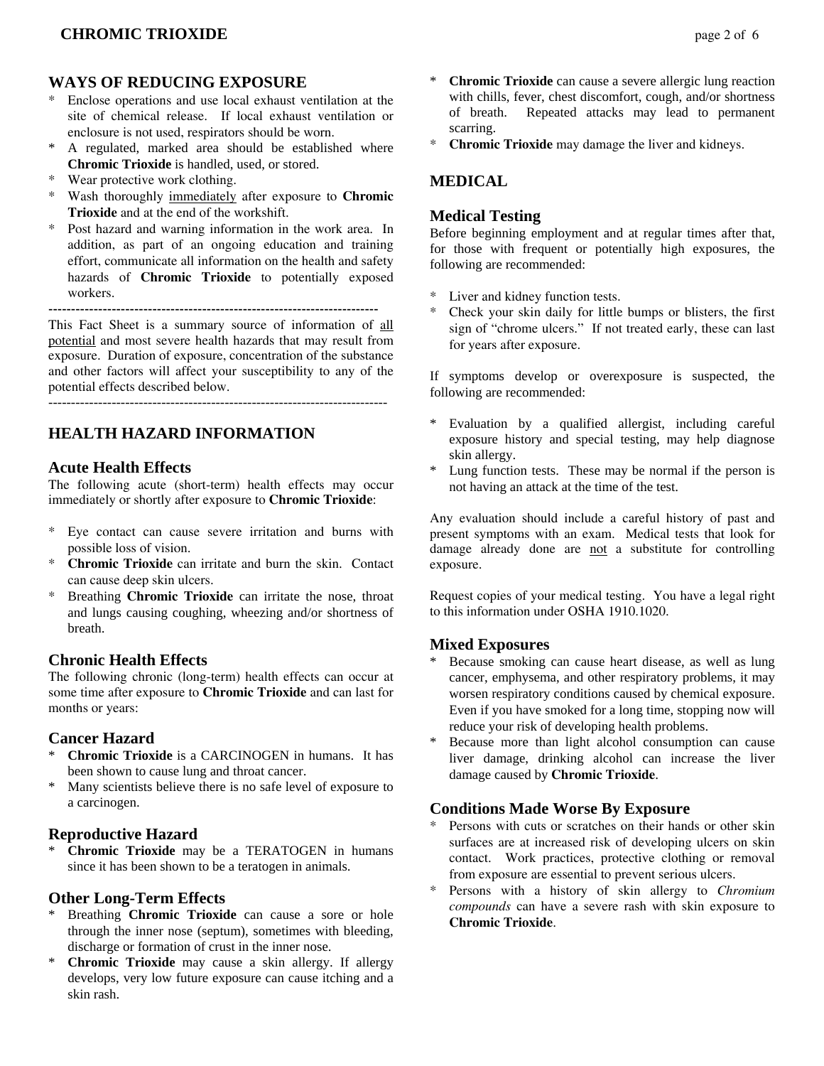## WAYS OF REDUCING EXPOSURE

* Enclose operations and use local exhaust ventilation at the site of chemical release. If local exhaust ventilation or enclosure is not used, respirators should be worn.
* A regulated, marked area should be established where **Chromic Trioxide** is handled, used, or stored.
* Wear protective work clothing.
* Wash thoroughly immediately after exposure to **Chromic Trioxide** and at the end of the workshift.
* Post hazard and warning information in the work area. In addition, as part of an ongoing education and training effort, communicate all information on the health and safety hazards of **Chromic Trioxide** to potentially exposed workers.

---

This Fact Sheet is a summary source of information of all potential and most severe health hazards that may result from exposure. Duration of exposure, concentration of the substance and other factors will affect your susceptibility to any of the potential effects described below.

---

## HEALTH HAZARD INFORMATION

### Acute Health Effects

The following acute (short-term) health effects may occur immediately or shortly after exposure to **Chromic Trioxide**:

* Eye contact can cause severe irritation and burns with possible loss of vision.
* **Chromic Trioxide** can irritate and burn the skin. Contact can cause deep skin ulcers.
* Breathing **Chromic Trioxide** can irritate the nose, throat and lungs causing coughing, wheezing and/or shortness of breath.

### Chronic Health Effects

The following chronic (long-term) health effects can occur at some time after exposure to **Chromic Trioxide** and can last for months or years:

### Cancer Hazard

* **Chromic Trioxide** is a CARCINOGEN in humans. It has been shown to cause lung and throat cancer.
* Many scientists believe there is no safe level of exposure to a carcinogen.

### Reproductive Hazard

* **Chromic Trioxide** may be a TERATOGEN in humans since it has been shown to be a teratogen in animals.

### Other Long-Term Effects

* Breathing **Chromic Trioxide** can cause a sore or hole through the inner nose (septum), sometimes with bleeding, discharge or formation of crust in the inner nose.
* **Chromic Trioxide** may cause a skin allergy. If allergy develops, very low future exposure can cause itching and a skin rash.
* **Chromic Trioxide** can cause a severe allergic lung reaction with chills, fever, chest discomfort, cough, and/or shortness of breath. Repeated attacks may lead to permanent scarring.
* **Chromic Trioxide** may damage the liver and kidneys.

## MEDICAL

### Medical Testing

Before beginning employment and at regular times after that, for those with frequent or potentially high exposures, the following are recommended:

* Liver and kidney function tests.
* Check your skin daily for little bumps or blisters, the first sign of "chrome ulcers." If not treated early, these can last for years after exposure.

If symptoms develop or overexposure is suspected, the following are recommended:

* Evaluation by a qualified allergist, including careful exposure history and special testing, may help diagnose skin allergy.
* Lung function tests. These may be normal if the person is not having an attack at the time of the test.

Any evaluation should include a careful history of past and present symptoms with an exam. Medical tests that look for damage already done are not a substitute for controlling exposure.

Request copies of your medical testing. You have a legal right to this information under OSHA 1910.1020.

### Mixed Exposures

* Because smoking can cause heart disease, as well as lung cancer, emphysema, and other respiratory problems, it may worsen respiratory conditions caused by chemical exposure. Even if you have smoked for a long time, stopping now will reduce your risk of developing health problems.
* Because more than light alcohol consumption can cause liver damage, drinking alcohol can increase the liver damage caused by **Chromic Trioxide**.

### Conditions Made Worse By Exposure

* Persons with cuts or scratches on their hands or other skin surfaces are at increased risk of developing ulcers on skin contact. Work practices, protective clothing or removal from exposure are essential to prevent serious ulcers.
* Persons with a history of skin allergy to *Chromium compounds* can have a severe rash with skin exposure to **Chromic Trioxide**.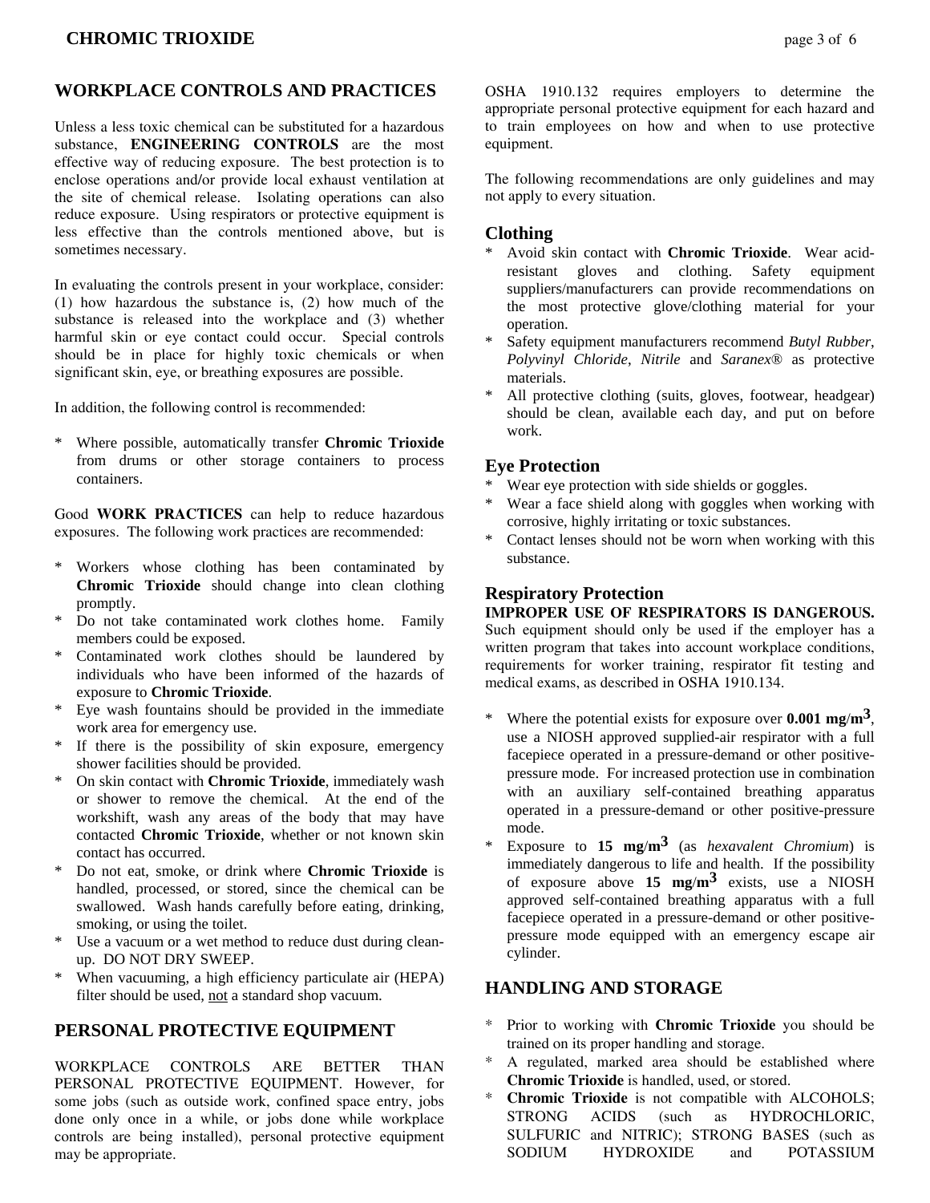## WORKPLACE CONTROLS AND PRACTICES

Unless a less toxic chemical can be substituted for a hazardous substance, **ENGINEERING CONTROLS** are the most effective way of reducing exposure. The best protection is to enclose operations and/or provide local exhaust ventilation at the site of chemical release. Isolating operations can also reduce exposure. Using respirators or protective equipment is less effective than the controls mentioned above, but is sometimes necessary.

In evaluating the controls present in your workplace, consider: (1) how hazardous the substance is, (2) how much of the substance is released into the workplace and (3) whether harmful skin or eye contact could occur. Special controls should be in place for highly toxic chemicals or when significant skin, eye, or breathing exposures are possible.

In addition, the following control is recommended:

* Where possible, automatically transfer **Chromic Trioxide** from drums or other storage containers to process containers.

Good **WORK PRACTICES** can help to reduce hazardous exposures. The following work practices are recommended:

* Workers whose clothing has been contaminated by **Chromic Trioxide** should change into clean clothing promptly.
* Do not take contaminated work clothes home. Family members could be exposed.
* Contaminated work clothes should be laundered by individuals who have been informed of the hazards of exposure to **Chromic Trioxide**.
* Eye wash fountains should be provided in the immediate work area for emergency use.
* If there is the possibility of skin exposure, emergency shower facilities should be provided.
* On skin contact with **Chromic Trioxide**, immediately wash or shower to remove the chemical. At the end of the workshift, wash any areas of the body that may have contacted **Chromic Trioxide**, whether or not known skin contact has occurred.
* Do not eat, smoke, or drink where **Chromic Trioxide** is handled, processed, or stored, since the chemical can be swallowed. Wash hands carefully before eating, drinking, smoking, or using the toilet.
* Use a vacuum or a wet method to reduce dust during clean-up. DO NOT DRY SWEEP.
* When vacuuming, a high efficiency particulate air (HEPA) filter should be used, not a standard shop vacuum.

## PERSONAL PROTECTIVE EQUIPMENT

WORKPLACE CONTROLS ARE BETTER THAN PERSONAL PROTECTIVE EQUIPMENT. However, for some jobs (such as outside work, confined space entry, jobs done only once in a while, or jobs done while workplace controls are being installed), personal protective equipment may be appropriate.

OSHA 1910.132 requires employers to determine the appropriate personal protective equipment for each hazard and to train employees on how and when to use protective equipment.

The following recommendations are only guidelines and may not apply to every situation.

### Clothing

* Avoid skin contact with **Chromic Trioxide**. Wear acid-resistant gloves and clothing. Safety equipment suppliers/manufacturers can provide recommendations on the most protective glove/clothing material for your operation.
* Safety equipment manufacturers recommend *Butyl Rubber, Polyvinyl Chloride, Nitrile* and *Saranex®* as protective materials.
* All protective clothing (suits, gloves, footwear, headgear) should be clean, available each day, and put on before work.

### Eye Protection

* Wear eye protection with side shields or goggles.
* Wear a face shield along with goggles when working with corrosive, highly irritating or toxic substances.
* Contact lenses should not be worn when working with this substance.

### Respiratory Protection

**IMPROPER USE OF RESPIRATORS IS DANGEROUS.** Such equipment should only be used if the employer has a written program that takes into account workplace conditions, requirements for worker training, respirator fit testing and medical exams, as described in OSHA 1910.134.

* Where the potential exists for exposure over **0.001 mg/m$^3$**, use a NIOSH approved supplied-air respirator with a full facepiece operated in a pressure-demand or other positive-pressure mode. For increased protection use in combination with an auxiliary self-contained breathing apparatus operated in a pressure-demand or other positive-pressure mode.
* Exposure to **15 mg/m$^3$** (as *hexavalent Chromium*) is immediately dangerous to life and health. If the possibility of exposure above **15 mg/m$^3$** exists, use a NIOSH approved self-contained breathing apparatus with a full facepiece operated in a pressure-demand or other positive-pressure mode equipped with an emergency escape air cylinder.

## HANDLING AND STORAGE

* Prior to working with **Chromic Trioxide** you should be trained on its proper handling and storage.
* A regulated, marked area should be established where **Chromic Trioxide** is handled, used, or stored.
* **Chromic Trioxide** is not compatible with ALCOHOLS; STRONG ACIDS (such as HYDROCHLORIC, SULFURIC and NITRIC); STRONG BASES (such as SODIUM HYDROXIDE and POTASSIUM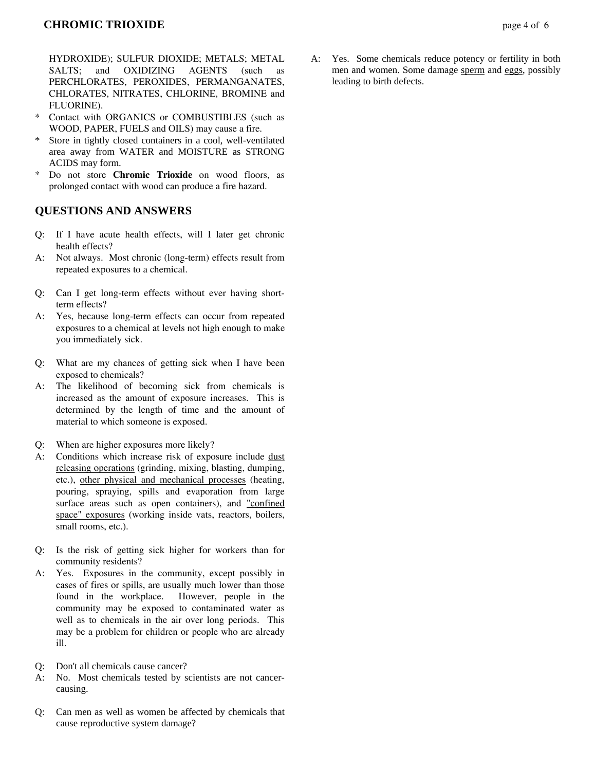HYDROXIDE); SULFUR DIOXIDE; METALS; METAL SALTS; and OXIDIZING AGENTS (such as PERCHLORATES, PEROXIDES, PERMANGANATES, CHLORATES, NITRATES, CHLORINE, BROMINE and FLUORINE).

* Contact with ORGANICS or COMBUSTIBLES (such as WOOD, PAPER, FUELS and OILS) may cause a fire.
* Store in tightly closed containers in a cool, well-ventilated area away from WATER and MOISTURE as STRONG ACIDS may form.
* Do not store **Chromic Trioxide** on wood floors, as prolonged contact with wood can produce a fire hazard.

## QUESTIONS AND ANSWERS

Q: If I have acute health effects, will I later get chronic health effects?
A: Not always. Most chronic (long-term) effects result from repeated exposures to a chemical.

Q: Can I get long-term effects without ever having short-term effects?
A: Yes, because long-term effects can occur from repeated exposures to a chemical at levels not high enough to make you immediately sick.

Q: What are my chances of getting sick when I have been exposed to chemicals?
A: The likelihood of becoming sick from chemicals is increased as the amount of exposure increases. This is determined by the length of time and the amount of material to which someone is exposed.

Q: When are higher exposures more likely?
A: Conditions which increase risk of exposure include dust releasing operations (grinding, mixing, blasting, dumping, etc.), other physical and mechanical processes (heating, pouring, spraying, spills and evaporation from large surface areas such as open containers), and "confined space" exposures (working inside vats, reactors, boilers, small rooms, etc.).

Q: Is the risk of getting sick higher for workers than for community residents?
A: Yes. Exposures in the community, except possibly in cases of fires or spills, are usually much lower than those found in the workplace. However, people in the community may be exposed to contaminated water as well as to chemicals in the air over long periods. This may be a problem for children or people who are already ill.

Q: Don't all chemicals cause cancer?
A: No. Most chemicals tested by scientists are not cancer-causing.

Q: Can men as well as women be affected by chemicals that cause reproductive system damage?
A: Yes. Some chemicals reduce potency or fertility in both men and women. Some damage sperm and eggs, possibly leading to birth defects.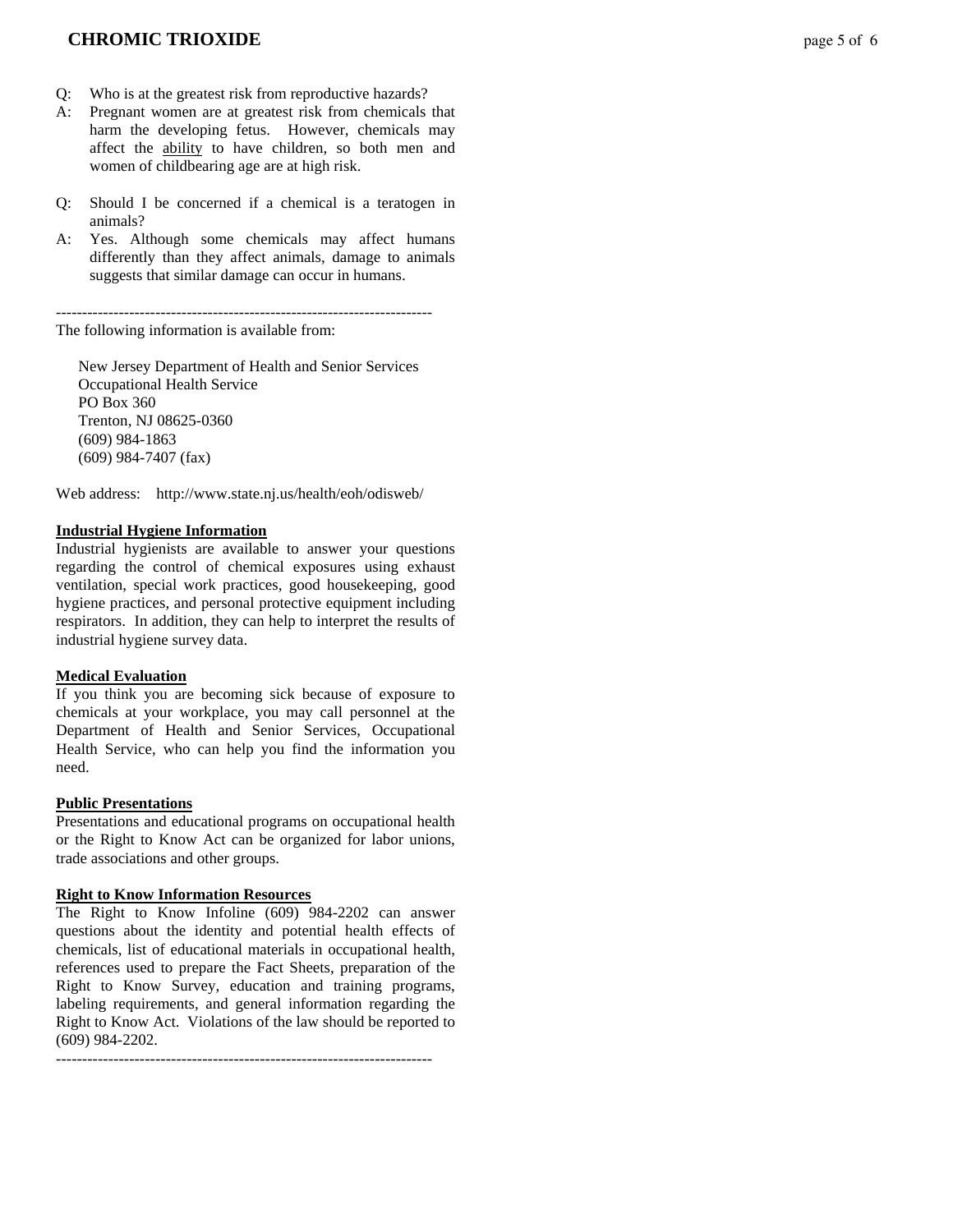Q: Who is at the greatest risk from reproductive hazards?

A: Pregnant women are at greatest risk from chemicals that harm the developing fetus. However, chemicals may affect the ability to have children, so both men and women of childbearing age are at high risk.

Q: Should I be concerned if a chemical is a teratogen in animals?

A: Yes. Although some chemicals may affect humans differently than they affect animals, damage to animals suggests that similar damage can occur in humans.

------------------------------------------------------------------------

The following information is available from:

New Jersey Department of Health and Senior Services
Occupational Health Service
PO Box 360
Trenton, NJ 08625-0360
(609) 984-1863
(609) 984-7407 (fax)

Web address: http://www.state.nj.us/health/eoh/odisweb/

**Industrial Hygiene Information**

Industrial hygienists are available to answer your questions regarding the control of chemical exposures using exhaust ventilation, special work practices, good housekeeping, good hygiene practices, and personal protective equipment including respirators. In addition, they can help to interpret the results of industrial hygiene survey data.

**Medical Evaluation**

If you think you are becoming sick because of exposure to chemicals at your workplace, you may call personnel at the Department of Health and Senior Services, Occupational Health Service, who can help you find the information you need.

**Public Presentations**

Presentations and educational programs on occupational health or the Right to Know Act can be organized for labor unions, trade associations and other groups.

**Right to Know Information Resources**

The Right to Know Infoline (609) 984-2202 can answer questions about the identity and potential health effects of chemicals, list of educational materials in occupational health, references used to prepare the Fact Sheets, preparation of the Right to Know Survey, education and training programs, labeling requirements, and general information regarding the Right to Know Act. Violations of the law should be reported to (609) 984-2202.

------------------------------------------------------------------------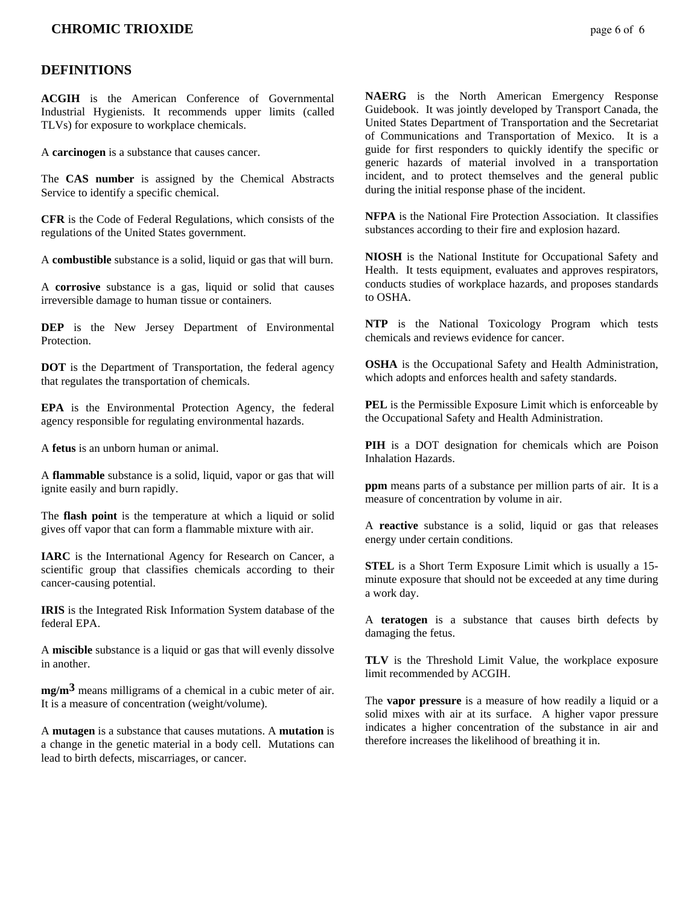## DEFINITIONS

**ACGIH** is the American Conference of Governmental Industrial Hygienists. It recommends upper limits (called TLVs) for exposure to workplace chemicals.

A **carcinogen** is a substance that causes cancer.

The **CAS number** is assigned by the Chemical Abstracts Service to identify a specific chemical.

**CFR** is the Code of Federal Regulations, which consists of the regulations of the United States government.

A **combustible** substance is a solid, liquid or gas that will burn.

A **corrosive** substance is a gas, liquid or solid that causes irreversible damage to human tissue or containers.

**DEP** is the New Jersey Department of Environmental Protection.

**DOT** is the Department of Transportation, the federal agency that regulates the transportation of chemicals.

**EPA** is the Environmental Protection Agency, the federal agency responsible for regulating environmental hazards.

A **fetus** is an unborn human or animal.

A **flammable** substance is a solid, liquid, vapor or gas that will ignite easily and burn rapidly.

The **flash point** is the temperature at which a liquid or solid gives off vapor that can form a flammable mixture with air.

**IARC** is the International Agency for Research on Cancer, a scientific group that classifies chemicals according to their cancer-causing potential.

**IRIS** is the Integrated Risk Information System database of the federal EPA.

A **miscible** substance is a liquid or gas that will evenly dissolve in another.

**$mg/m^3$** means milligrams of a chemical in a cubic meter of air. It is a measure of concentration (weight/volume).

A **mutagen** is a substance that causes mutations. A **mutation** is a change in the genetic material in a body cell. Mutations can lead to birth defects, miscarriages, or cancer.

**NAERG** is the North American Emergency Response Guidebook. It was jointly developed by Transport Canada, the United States Department of Transportation and the Secretariat of Communications and Transportation of Mexico. It is a guide for first responders to quickly identify the specific or generic hazards of material involved in a transportation incident, and to protect themselves and the general public during the initial response phase of the incident.

**NFPA** is the National Fire Protection Association. It classifies substances according to their fire and explosion hazard.

**NIOSH** is the National Institute for Occupational Safety and Health. It tests equipment, evaluates and approves respirators, conducts studies of workplace hazards, and proposes standards to OSHA.

**NTP** is the National Toxicology Program which tests chemicals and reviews evidence for cancer.

**OSHA** is the Occupational Safety and Health Administration, which adopts and enforces health and safety standards.

**PEL** is the Permissible Exposure Limit which is enforceable by the Occupational Safety and Health Administration.

**PIH** is a DOT designation for chemicals which are Poison Inhalation Hazards.

**ppm** means parts of a substance per million parts of air. It is a measure of concentration by volume in air.

A **reactive** substance is a solid, liquid or gas that releases energy under certain conditions.

**STEL** is a Short Term Exposure Limit which is usually a 15-minute exposure that should not be exceeded at any time during a work day.

A **teratogen** is a substance that causes birth defects by damaging the fetus.

**TLV** is the Threshold Limit Value, the workplace exposure limit recommended by ACGIH.

The **vapor pressure** is a measure of how readily a liquid or a solid mixes with air at its surface. A higher vapor pressure indicates a higher concentration of the substance in air and therefore increases the likelihood of breathing it in.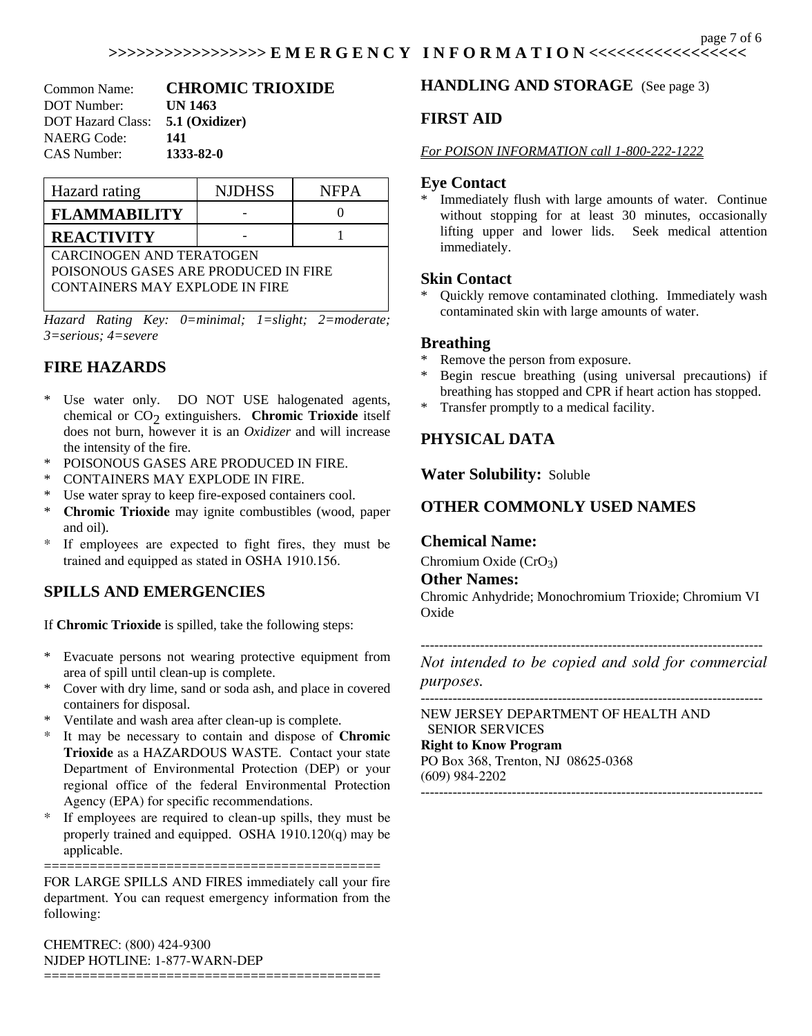## >>>>>>>>>>>>>>>>> E M E R G E N C Y I N F O R M A T I O N <<<<<<<<<<<<<<<<<

Common Name: **CHROMIC TRIOXIDE**
DOT Number: **UN 1463**
DOT Hazard Class: **5.1 (Oxidizer)**
NAERG Code: **141**
CAS Number: **1333-82-0**

| Hazard rating | NJDHSS | NFPA |
|---|---|---|
| **FLAMMABILITY** | - | 0 |
| **REACTIVITY** | - | 1 |

CARCINOGEN AND TERATOGEN
POISONOUS GASES ARE PRODUCED IN FIRE
CONTAINERS MAY EXPLODE IN FIRE

*Hazard Rating Key: 0=minimal; 1=slight; 2=moderate; 3=serious; 4=severe*

## FIRE HAZARDS

* Use water only. DO NOT USE halogenated agents, chemical or $CO_2$ extinguishers. **Chromic Trioxide** itself does not burn, however it is an *Oxidizer* and will increase the intensity of the fire.
* POISONOUS GASES ARE PRODUCED IN FIRE.
* CONTAINERS MAY EXPLODE IN FIRE.
* Use water spray to keep fire-exposed containers cool.
* **Chromic Trioxide** may ignite combustibles (wood, paper and oil).
* If employees are expected to fight fires, they must be trained and equipped as stated in OSHA 1910.156.

## SPILLS AND EMERGENCIES

If **Chromic Trioxide** is spilled, take the following steps:

* Evacuate persons not wearing protective equipment from area of spill until clean-up is complete.
* Cover with dry lime, sand or soda ash, and place in covered containers for disposal.
* Ventilate and wash area after clean-up is complete.
* It may be necessary to contain and dispose of **Chromic Trioxide** as a HAZARDOUS WASTE. Contact your state Department of Environmental Protection (DEP) or your regional office of the federal Environmental Protection Agency (EPA) for specific recommendations.
* If employees are required to clean-up spills, they must be properly trained and equipped. OSHA 1910.120(q) may be applicable.

===========================================

FOR LARGE SPILLS AND FIRES immediately call your fire department. You can request emergency information from the following:

CHEMTREC: (800) 424-9300
NJDEP HOTLINE: 1-877-WARN-DEP

===========================================

## HANDLING AND STORAGE (See page 3)

## FIRST AID

*For POISON INFORMATION call 1-800-222-1222*

### Eye Contact

* Immediately flush with large amounts of water. Continue without stopping for at least 30 minutes, occasionally lifting upper and lower lids. Seek medical attention immediately.

### Skin Contact

* Quickly remove contaminated clothing. Immediately wash contaminated skin with large amounts of water.

### Breathing

* Remove the person from exposure.
* Begin rescue breathing (using universal precautions) if breathing has stopped and CPR if heart action has stopped.
* Transfer promptly to a medical facility.

## PHYSICAL DATA

**Water Solubility:** Soluble

## OTHER COMMONLY USED NAMES

### Chemical Name:

Chromium Oxide ($CrO_3$)

### Other Names:

Chromic Anhydride; Monochromium Trioxide; Chromium VI Oxide

---

*Not intended to be copied and sold for commercial purposes.*

---

NEW JERSEY DEPARTMENT OF HEALTH AND SENIOR SERVICES
**Right to Know Program**
PO Box 368, Trenton, NJ 08625-0368
(609) 984-2202

---